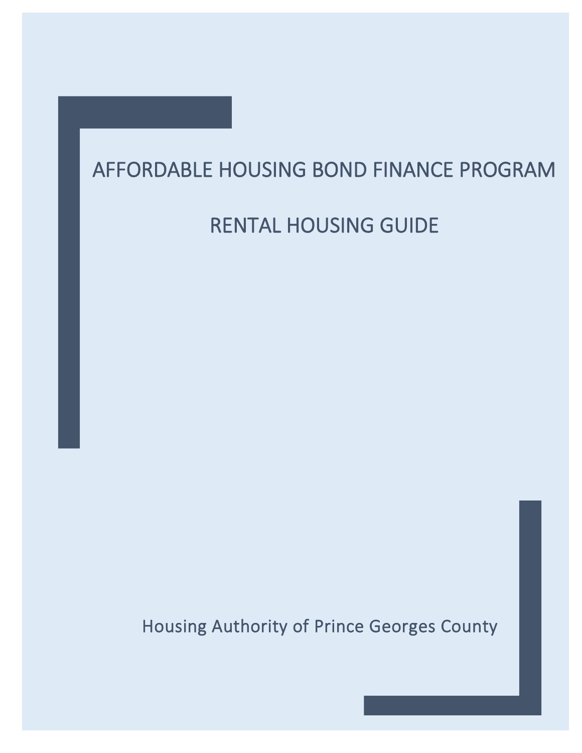# AFFORDABLE HOUSING BOND FINANCE PROGRAM

## RENTAL HOUSING GUIDE

Housing Authority of Prince Georges County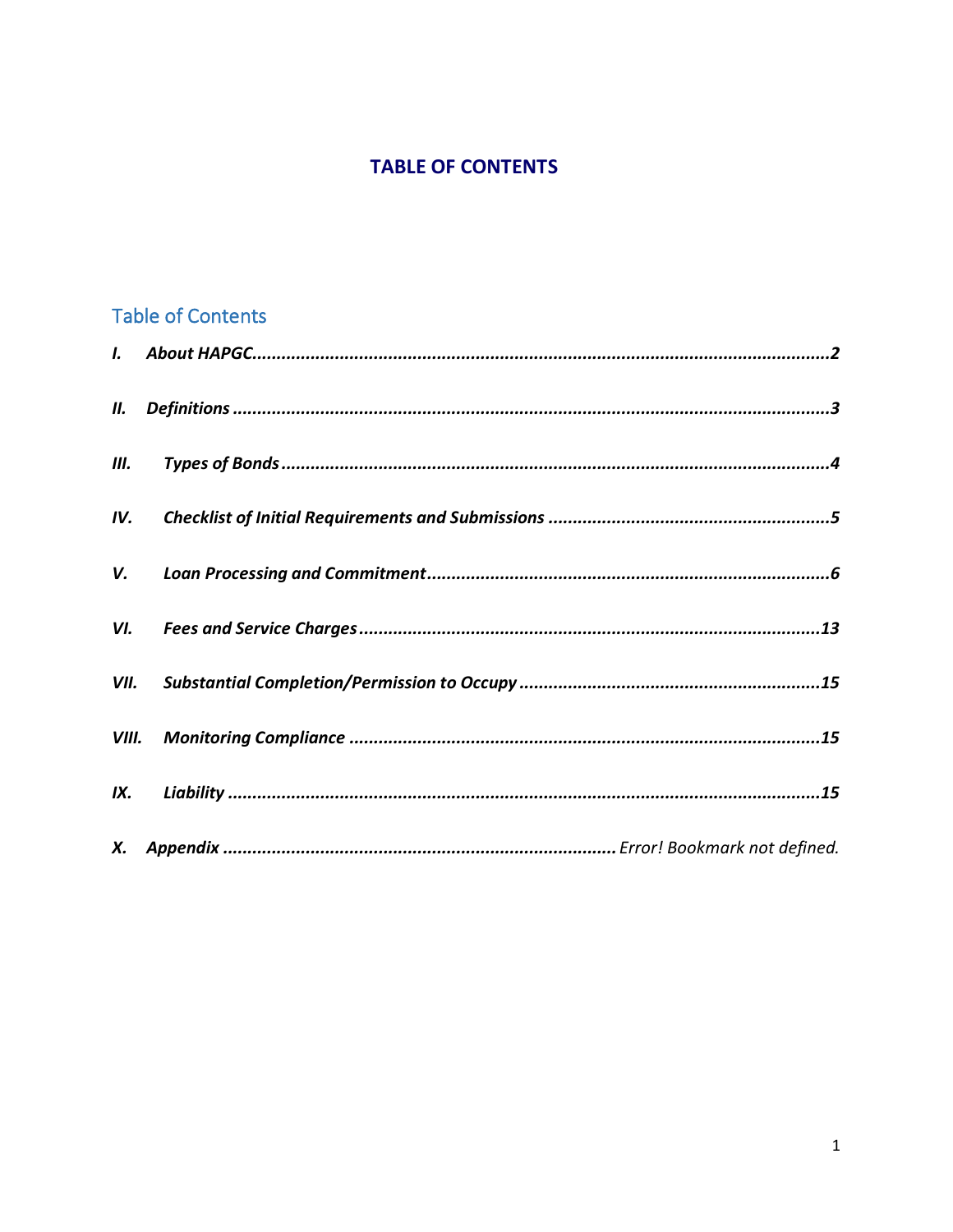# TABLE OF CONTENTS

## Table of Contents

*I. About HAPGC ........................................................................................................ 2*

*II. Definitions ........................................................................................................ 3*

*III. Types of Bonds ................................................................................................ 4*

*IV. Checklist of Initial Requirements and Submissions .......................................... 5*

*V. Loan Processing and Commitment ................................................................... 6*

*VI. Fees and Service Charges ............................................................................... 13*

*VII. Substantial Completion/Permission to Occupy ............................................... 15*

*VIII. Monitoring Compliance ................................................................................ 15*

*IX. Liability ............................................................................................................ 15*

*X. Appendix ........................................................................ Error! Bookmark not defined.*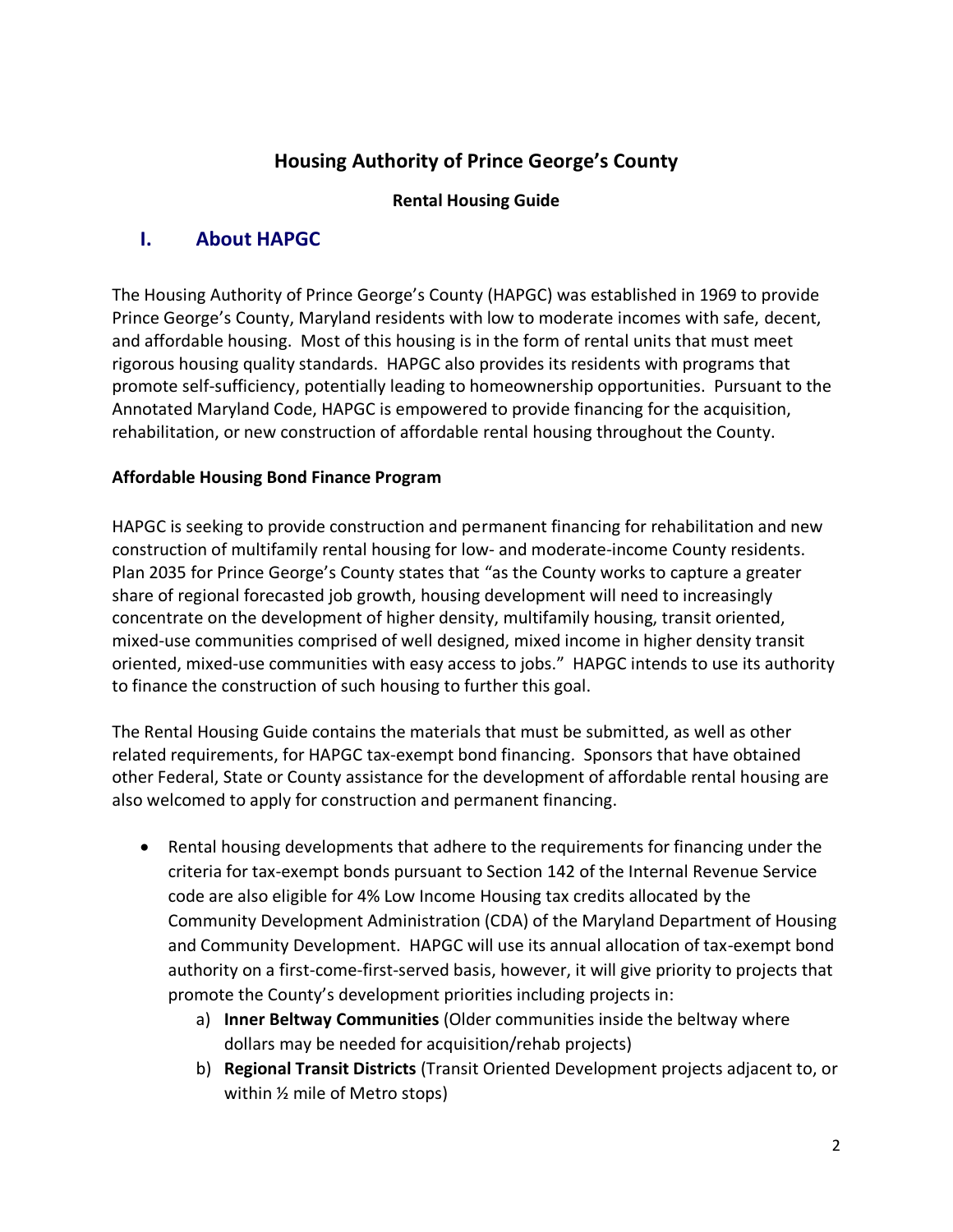# Housing Authority of Prince George's County

**Rental Housing Guide**

## I. About HAPGC

The Housing Authority of Prince George's County (HAPGC) was established in 1969 to provide Prince George's County, Maryland residents with low to moderate incomes with safe, decent, and affordable housing. Most of this housing is in the form of rental units that must meet rigorous housing quality standards. HAPGC also provides its residents with programs that promote self-sufficiency, potentially leading to homeownership opportunities. Pursuant to the Annotated Maryland Code, HAPGC is empowered to provide financing for the acquisition, rehabilitation, or new construction of affordable rental housing throughout the County.

**Affordable Housing Bond Finance Program**

HAPGC is seeking to provide construction and permanent financing for rehabilitation and new construction of multifamily rental housing for low- and moderate-income County residents. Plan 2035 for Prince George's County states that "as the County works to capture a greater share of regional forecasted job growth, housing development will need to increasingly concentrate on the development of higher density, multifamily housing, transit oriented, mixed-use communities comprised of well designed, mixed income in higher density transit oriented, mixed-use communities with easy access to jobs." HAPGC intends to use its authority to finance the construction of such housing to further this goal.

The Rental Housing Guide contains the materials that must be submitted, as well as other related requirements, for HAPGC tax-exempt bond financing. Sponsors that have obtained other Federal, State or County assistance for the development of affordable rental housing are also welcomed to apply for construction and permanent financing.

- Rental housing developments that adhere to the requirements for financing under the criteria for tax-exempt bonds pursuant to Section 142 of the Internal Revenue Service code are also eligible for 4% Low Income Housing tax credits allocated by the Community Development Administration (CDA) of the Maryland Department of Housing and Community Development. HAPGC will use its annual allocation of tax-exempt bond authority on a first-come-first-served basis, however, it will give priority to projects that promote the County's development priorities including projects in:
    a) **Inner Beltway Communities** (Older communities inside the beltway where dollars may be needed for acquisition/rehab projects)
    b) **Regional Transit Districts** (Transit Oriented Development projects adjacent to, or within ½ mile of Metro stops)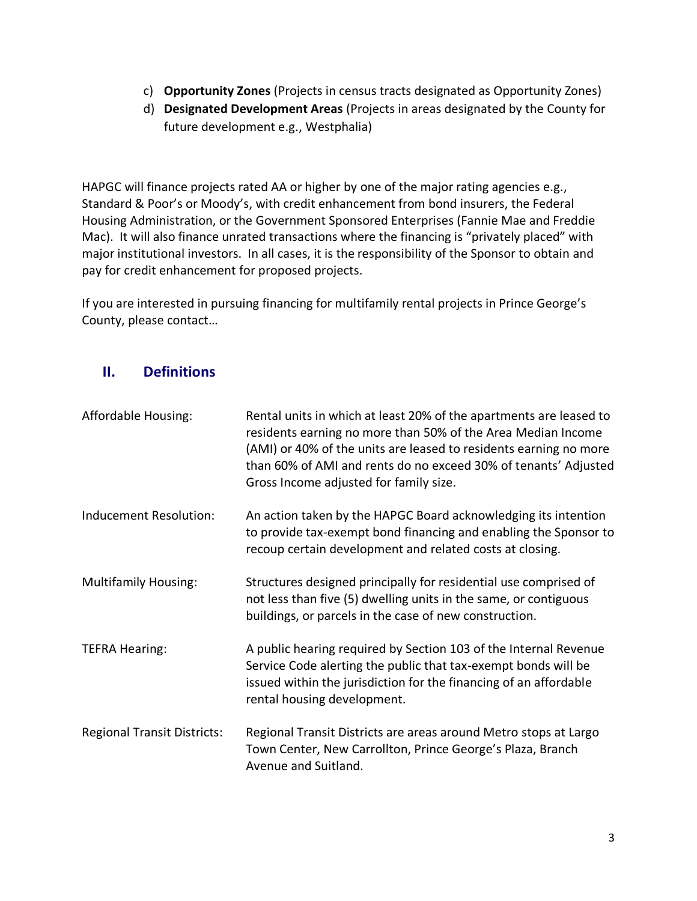c) **Opportunity Zones** (Projects in census tracts designated as Opportunity Zones)
d) **Designated Development Areas** (Projects in areas designated by the County for future development e.g., Westphalia)

HAPGC will finance projects rated AA or higher by one of the major rating agencies e.g., Standard & Poor's or Moody's, with credit enhancement from bond insurers, the Federal Housing Administration, or the Government Sponsored Enterprises (Fannie Mae and Freddie Mac). It will also finance unrated transactions where the financing is "privately placed" with major institutional investors. In all cases, it is the responsibility of the Sponsor to obtain and pay for credit enhancement for proposed projects.

If you are interested in pursuing financing for multifamily rental projects in Prince George's County, please contact…

## II. Definitions

| | |
|---|---|
| Affordable Housing: | Rental units in which at least 20% of the apartments are leased to residents earning no more than 50% of the Area Median Income (AMI) or 40% of the units are leased to residents earning no more than 60% of AMI and rents do no exceed 30% of tenants' Adjusted Gross Income adjusted for family size. |
| Inducement Resolution: | An action taken by the HAPGC Board acknowledging its intention to provide tax-exempt bond financing and enabling the Sponsor to recoup certain development and related costs at closing. |
| Multifamily Housing: | Structures designed principally for residential use comprised of not less than five (5) dwelling units in the same, or contiguous buildings, or parcels in the case of new construction. |
| TEFRA Hearing: | A public hearing required by Section 103 of the Internal Revenue Service Code alerting the public that tax-exempt bonds will be issued within the jurisdiction for the financing of an affordable rental housing development. |
| Regional Transit Districts: | Regional Transit Districts are areas around Metro stops at Largo Town Center, New Carrollton, Prince George's Plaza, Branch Avenue and Suitland. |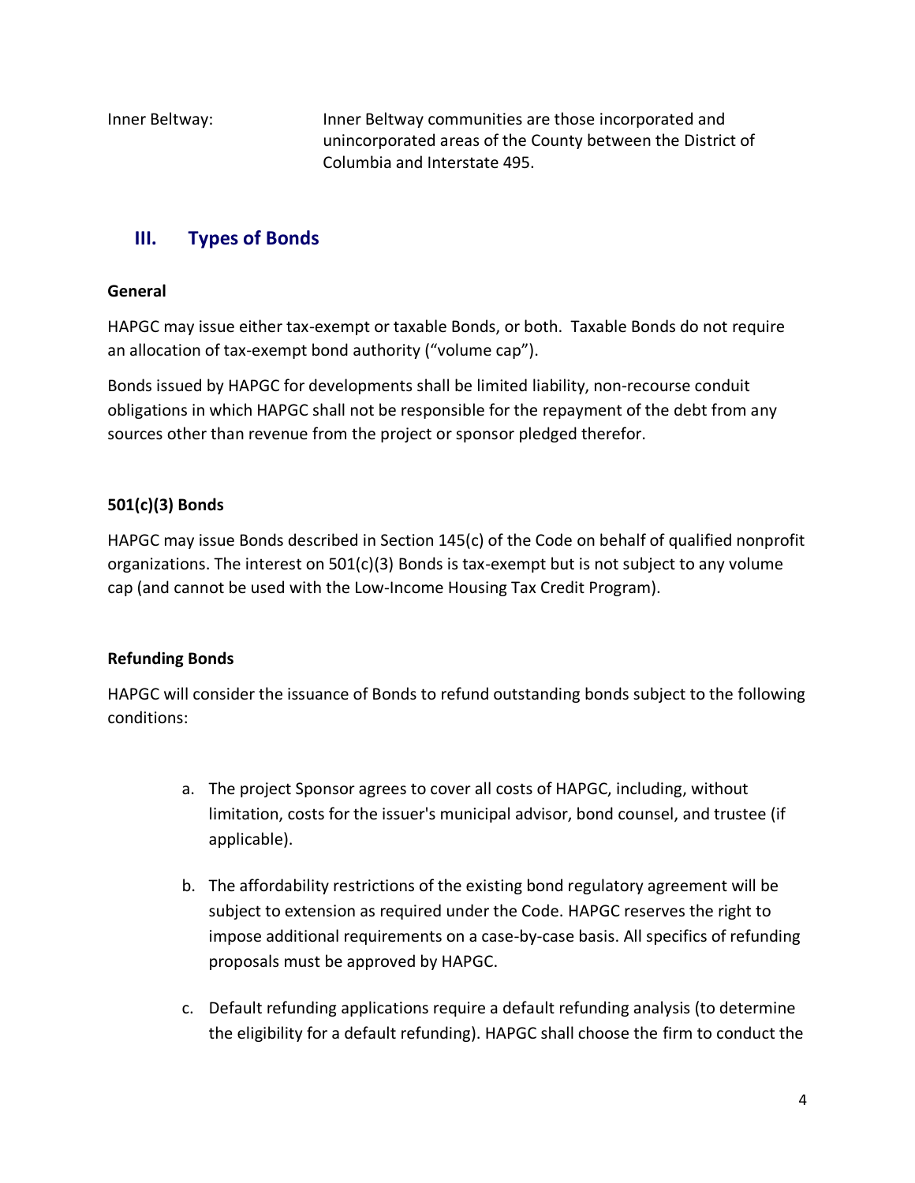Inner Beltway: Inner Beltway communities are those incorporated and unincorporated areas of the County between the District of Columbia and Interstate 495.

## III. Types of Bonds

**General**

HAPGC may issue either tax-exempt or taxable Bonds, or both. Taxable Bonds do not require an allocation of tax-exempt bond authority ("volume cap").

Bonds issued by HAPGC for developments shall be limited liability, non-recourse conduit obligations in which HAPGC shall not be responsible for the repayment of the debt from any sources other than revenue from the project or sponsor pledged therefor.

**501(c)(3) Bonds**

HAPGC may issue Bonds described in Section 145(c) of the Code on behalf of qualified nonprofit organizations. The interest on 501(c)(3) Bonds is tax-exempt but is not subject to any volume cap (and cannot be used with the Low-Income Housing Tax Credit Program).

**Refunding Bonds**

HAPGC will consider the issuance of Bonds to refund outstanding bonds subject to the following conditions:

a. The project Sponsor agrees to cover all costs of HAPGC, including, without limitation, costs for the issuer's municipal advisor, bond counsel, and trustee (if applicable).

b. The affordability restrictions of the existing bond regulatory agreement will be subject to extension as required under the Code. HAPGC reserves the right to impose additional requirements on a case-by-case basis. All specifics of refunding proposals must be approved by HAPGC.

c. Default refunding applications require a default refunding analysis (to determine the eligibility for a default refunding). HAPGC shall choose the firm to conduct the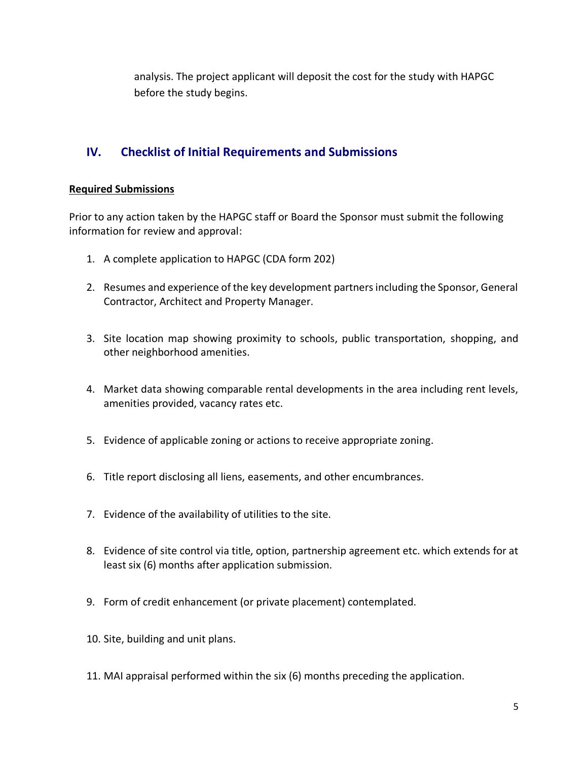analysis. The project applicant will deposit the cost for the study with HAPGC before the study begins.

## IV. Checklist of Initial Requirements and Submissions

**Required Submissions**

Prior to any action taken by the HAPGC staff or Board the Sponsor must submit the following information for review and approval:

1. A complete application to HAPGC (CDA form 202)
2. Resumes and experience of the key development partners including the Sponsor, General Contractor, Architect and Property Manager.
3. Site location map showing proximity to schools, public transportation, shopping, and other neighborhood amenities.
4. Market data showing comparable rental developments in the area including rent levels, amenities provided, vacancy rates etc.
5. Evidence of applicable zoning or actions to receive appropriate zoning.
6. Title report disclosing all liens, easements, and other encumbrances.
7. Evidence of the availability of utilities to the site.
8. Evidence of site control via title, option, partnership agreement etc. which extends for at least six (6) months after application submission.
9. Form of credit enhancement (or private placement) contemplated.
10. Site, building and unit plans.
11. MAI appraisal performed within the six (6) months preceding the application.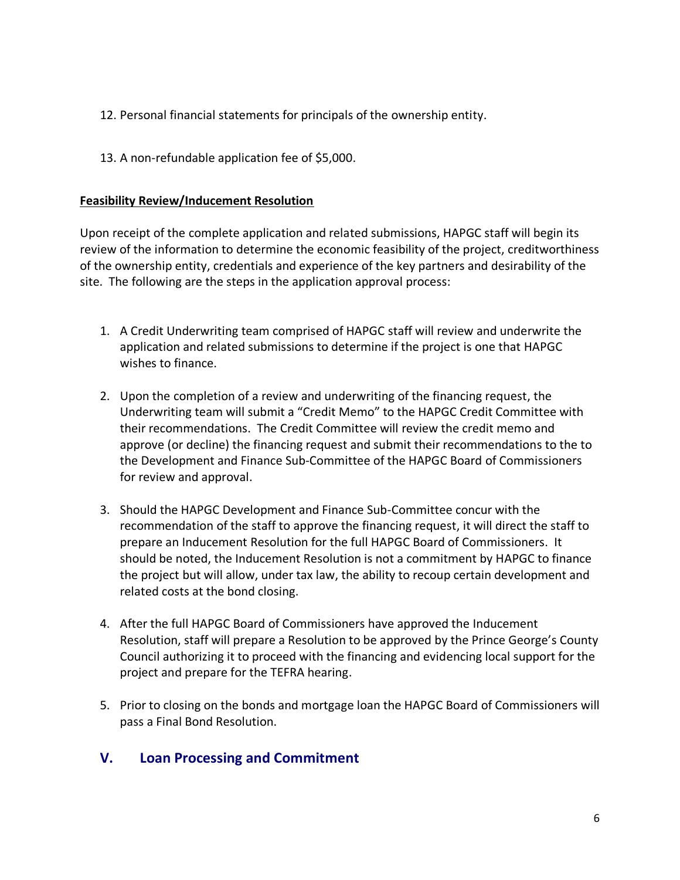12. Personal financial statements for principals of the ownership entity.

13. A non-refundable application fee of $5,000.

**Feasibility Review/Inducement Resolution**

Upon receipt of the complete application and related submissions, HAPGC staff will begin its review of the information to determine the economic feasibility of the project, creditworthiness of the ownership entity, credentials and experience of the key partners and desirability of the site. The following are the steps in the application approval process:

1. A Credit Underwriting team comprised of HAPGC staff will review and underwrite the application and related submissions to determine if the project is one that HAPGC wishes to finance.

2. Upon the completion of a review and underwriting of the financing request, the Underwriting team will submit a "Credit Memo" to the HAPGC Credit Committee with their recommendations. The Credit Committee will review the credit memo and approve (or decline) the financing request and submit their recommendations to the to the Development and Finance Sub-Committee of the HAPGC Board of Commissioners for review and approval.

3. Should the HAPGC Development and Finance Sub-Committee concur with the recommendation of the staff to approve the financing request, it will direct the staff to prepare an Inducement Resolution for the full HAPGC Board of Commissioners. It should be noted, the Inducement Resolution is not a commitment by HAPGC to finance the project but will allow, under tax law, the ability to recoup certain development and related costs at the bond closing.

4. After the full HAPGC Board of Commissioners have approved the Inducement Resolution, staff will prepare a Resolution to be approved by the Prince George's County Council authorizing it to proceed with the financing and evidencing local support for the project and prepare for the TEFRA hearing.

5. Prior to closing on the bonds and mortgage loan the HAPGC Board of Commissioners will pass a Final Bond Resolution.

## V. Loan Processing and Commitment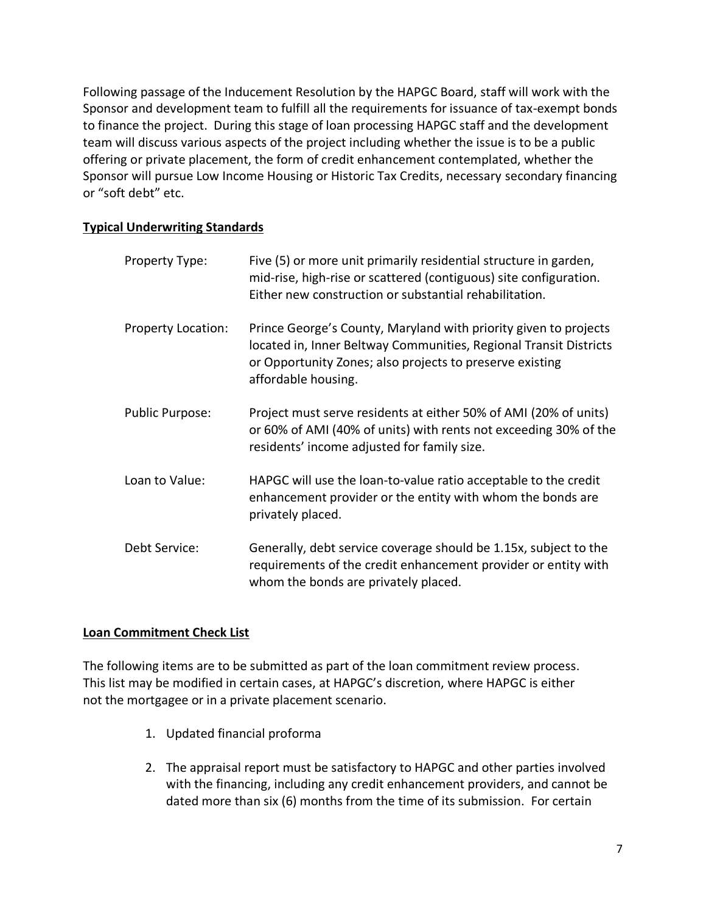Following passage of the Inducement Resolution by the HAPGC Board, staff will work with the Sponsor and development team to fulfill all the requirements for issuance of tax-exempt bonds to finance the project. During this stage of loan processing HAPGC staff and the development team will discuss various aspects of the project including whether the issue is to be a public offering or private placement, the form of credit enhancement contemplated, whether the Sponsor will pursue Low Income Housing or Historic Tax Credits, necessary secondary financing or "soft debt" etc.

**Typical Underwriting Standards**

| | |
|---|---|
| Property Type: | Five (5) or more unit primarily residential structure in garden, mid-rise, high-rise or scattered (contiguous) site configuration. Either new construction or substantial rehabilitation. |
| Property Location: | Prince George's County, Maryland with priority given to projects located in, Inner Beltway Communities, Regional Transit Districts or Opportunity Zones; also projects to preserve existing affordable housing. |
| Public Purpose: | Project must serve residents at either 50% of AMI (20% of units) or 60% of AMI (40% of units) with rents not exceeding 30% of the residents' income adjusted for family size. |
| Loan to Value: | HAPGC will use the loan-to-value ratio acceptable to the credit enhancement provider or the entity with whom the bonds are privately placed. |
| Debt Service: | Generally, debt service coverage should be 1.15x, subject to the requirements of the credit enhancement provider or entity with whom the bonds are privately placed. |

**Loan Commitment Check List**

The following items are to be submitted as part of the loan commitment review process. This list may be modified in certain cases, at HAPGC's discretion, where HAPGC is either not the mortgagee or in a private placement scenario.

1. Updated financial proforma

2. The appraisal report must be satisfactory to HAPGC and other parties involved with the financing, including any credit enhancement providers, and cannot be dated more than six (6) months from the time of its submission. For certain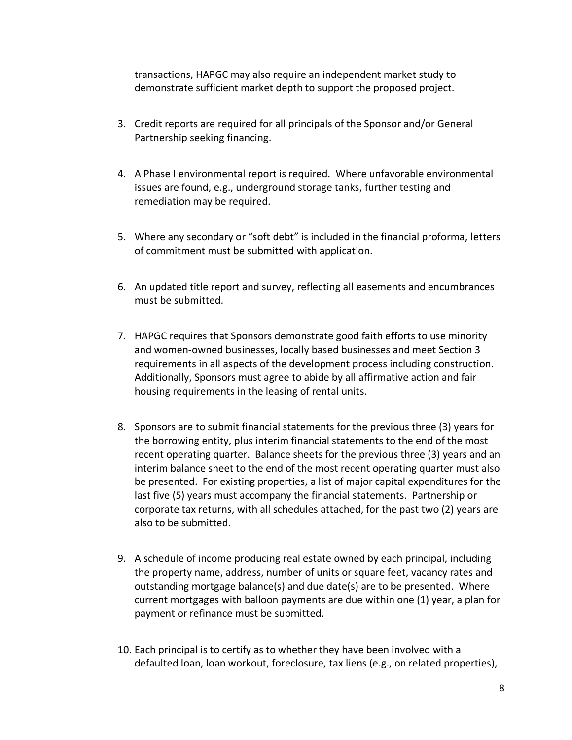transactions, HAPGC may also require an independent market study to demonstrate sufficient market depth to support the proposed project.

3. Credit reports are required for all principals of the Sponsor and/or General Partnership seeking financing.

4. A Phase I environmental report is required. Where unfavorable environmental issues are found, e.g., underground storage tanks, further testing and remediation may be required.

5. Where any secondary or “soft debt” is included in the financial proforma, letters of commitment must be submitted with application.

6. An updated title report and survey, reflecting all easements and encumbrances must be submitted.

7. HAPGC requires that Sponsors demonstrate good faith efforts to use minority and women-owned businesses, locally based businesses and meet Section 3 requirements in all aspects of the development process including construction. Additionally, Sponsors must agree to abide by all affirmative action and fair housing requirements in the leasing of rental units.

8. Sponsors are to submit financial statements for the previous three (3) years for the borrowing entity, plus interim financial statements to the end of the most recent operating quarter. Balance sheets for the previous three (3) years and an interim balance sheet to the end of the most recent operating quarter must also be presented. For existing properties, a list of major capital expenditures for the last five (5) years must accompany the financial statements. Partnership or corporate tax returns, with all schedules attached, for the past two (2) years are also to be submitted.

9. A schedule of income producing real estate owned by each principal, including the property name, address, number of units or square feet, vacancy rates and outstanding mortgage balance(s) and due date(s) are to be presented. Where current mortgages with balloon payments are due within one (1) year, a plan for payment or refinance must be submitted.

10. Each principal is to certify as to whether they have been involved with a defaulted loan, loan workout, foreclosure, tax liens (e.g., on related properties),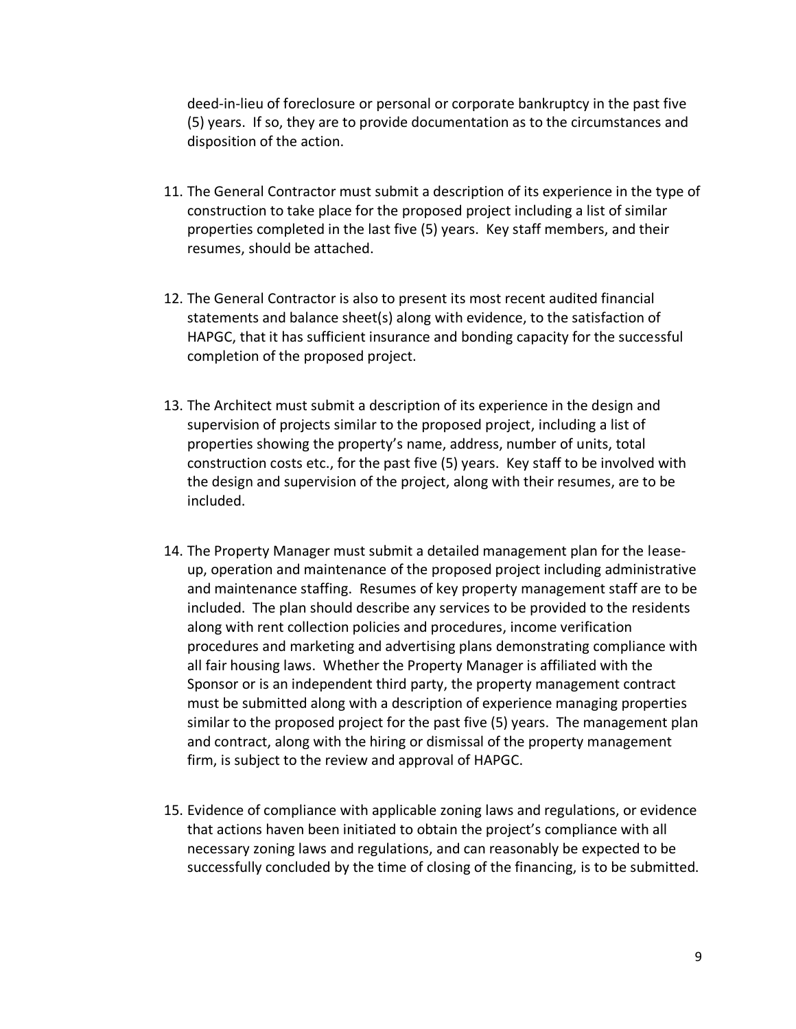deed-in-lieu of foreclosure or personal or corporate bankruptcy in the past five (5) years. If so, they are to provide documentation as to the circumstances and disposition of the action.

11. The General Contractor must submit a description of its experience in the type of construction to take place for the proposed project including a list of similar properties completed in the last five (5) years. Key staff members, and their resumes, should be attached.

12. The General Contractor is also to present its most recent audited financial statements and balance sheet(s) along with evidence, to the satisfaction of HAPGC, that it has sufficient insurance and bonding capacity for the successful completion of the proposed project.

13. The Architect must submit a description of its experience in the design and supervision of projects similar to the proposed project, including a list of properties showing the property's name, address, number of units, total construction costs etc., for the past five (5) years. Key staff to be involved with the design and supervision of the project, along with their resumes, are to be included.

14. The Property Manager must submit a detailed management plan for the lease-up, operation and maintenance of the proposed project including administrative and maintenance staffing. Resumes of key property management staff are to be included. The plan should describe any services to be provided to the residents along with rent collection policies and procedures, income verification procedures and marketing and advertising plans demonstrating compliance with all fair housing laws. Whether the Property Manager is affiliated with the Sponsor or is an independent third party, the property management contract must be submitted along with a description of experience managing properties similar to the proposed project for the past five (5) years. The management plan and contract, along with the hiring or dismissal of the property management firm, is subject to the review and approval of HAPGC.

15. Evidence of compliance with applicable zoning laws and regulations, or evidence that actions haven been initiated to obtain the project's compliance with all necessary zoning laws and regulations, and can reasonably be expected to be successfully concluded by the time of closing of the financing, is to be submitted.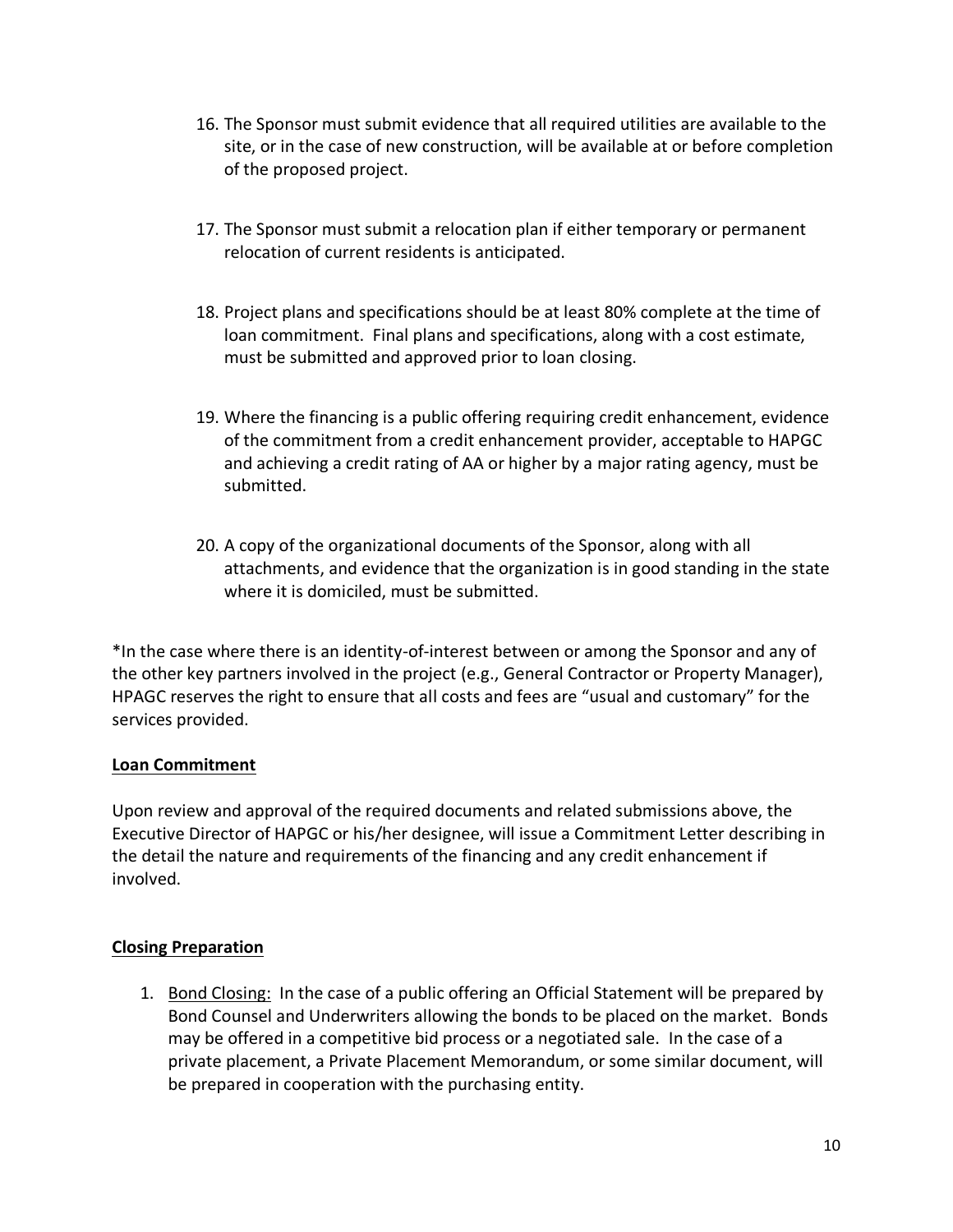16. The Sponsor must submit evidence that all required utilities are available to the site, or in the case of new construction, will be available at or before completion of the proposed project.

17. The Sponsor must submit a relocation plan if either temporary or permanent relocation of current residents is anticipated.

18. Project plans and specifications should be at least 80% complete at the time of loan commitment. Final plans and specifications, along with a cost estimate, must be submitted and approved prior to loan closing.

19. Where the financing is a public offering requiring credit enhancement, evidence of the commitment from a credit enhancement provider, acceptable to HAPGC and achieving a credit rating of AA or higher by a major rating agency, must be submitted.

20. A copy of the organizational documents of the Sponsor, along with all attachments, and evidence that the organization is in good standing in the state where it is domiciled, must be submitted.

*In the case where there is an identity-of-interest between or among the Sponsor and any of the other key partners involved in the project (e.g., General Contractor or Property Manager), HPAGC reserves the right to ensure that all costs and fees are "usual and customary" for the services provided.

**Loan Commitment**

Upon review and approval of the required documents and related submissions above, the Executive Director of HAPGC or his/her designee, will issue a Commitment Letter describing in the detail the nature and requirements of the financing and any credit enhancement if involved.

**Closing Preparation**

1. Bond Closing: In the case of a public offering an Official Statement will be prepared by Bond Counsel and Underwriters allowing the bonds to be placed on the market. Bonds may be offered in a competitive bid process or a negotiated sale. In the case of a private placement, a Private Placement Memorandum, or some similar document, will be prepared in cooperation with the purchasing entity.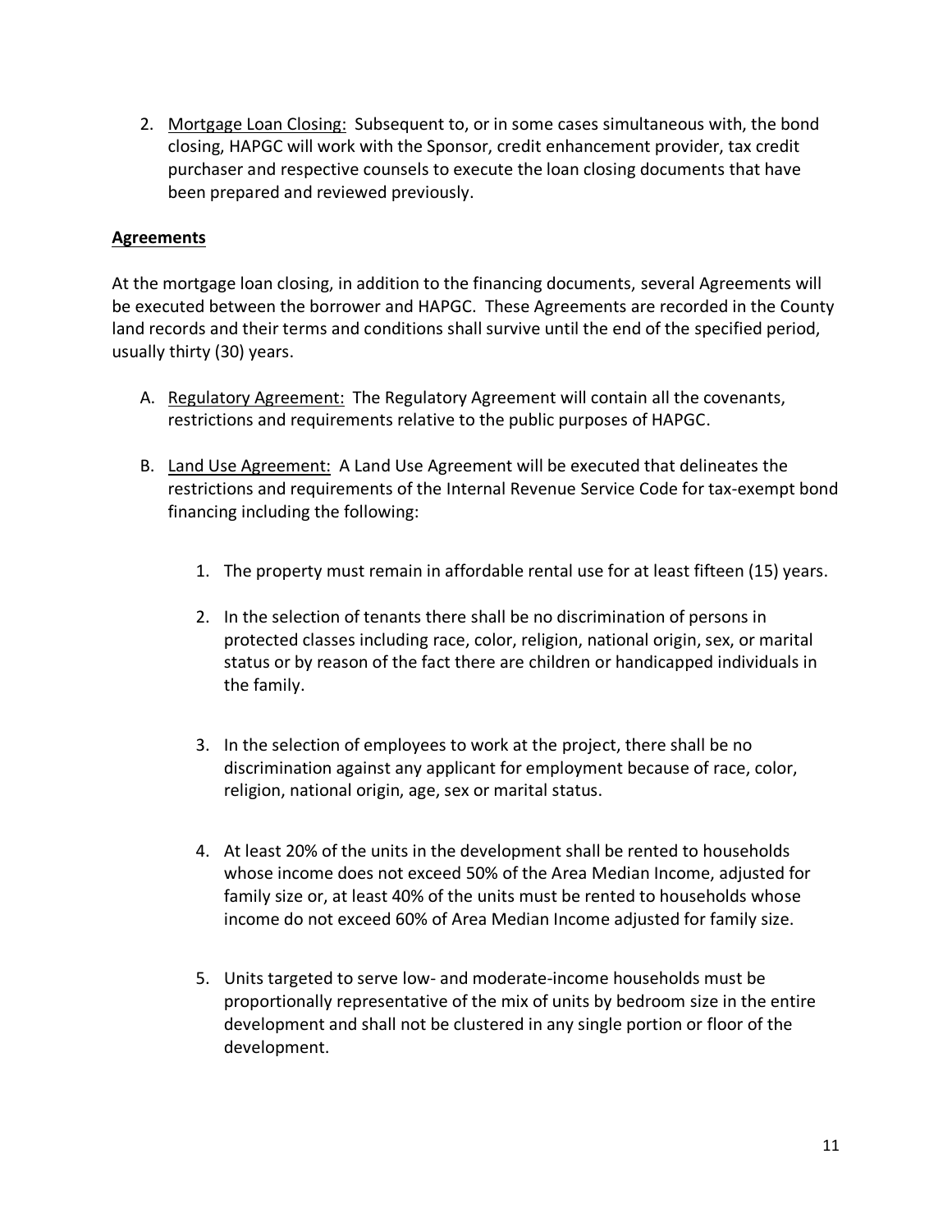2. <u>Mortgage Loan Closing:</u> Subsequent to, or in some cases simultaneous with, the bond closing, HAPGC will work with the Sponsor, credit enhancement provider, tax credit purchaser and respective counsels to execute the loan closing documents that have been prepared and reviewed previously.

**<u>Agreements</u>**

At the mortgage loan closing, in addition to the financing documents, several Agreements will be executed between the borrower and HAPGC. These Agreements are recorded in the County land records and their terms and conditions shall survive until the end of the specified period, usually thirty (30) years.

A. <u>Regulatory Agreement:</u> The Regulatory Agreement will contain all the covenants, restrictions and requirements relative to the public purposes of HAPGC.

B. <u>Land Use Agreement:</u> A Land Use Agreement will be executed that delineates the restrictions and requirements of the Internal Revenue Service Code for tax-exempt bond financing including the following:

   1. The property must remain in affordable rental use for at least fifteen (15) years.

   2. In the selection of tenants there shall be no discrimination of persons in protected classes including race, color, religion, national origin, sex, or marital status or by reason of the fact there are children or handicapped individuals in the family.

   3. In the selection of employees to work at the project, there shall be no discrimination against any applicant for employment because of race, color, religion, national origin, age, sex or marital status.

   4. At least 20% of the units in the development shall be rented to households whose income does not exceed 50% of the Area Median Income, adjusted for family size or, at least 40% of the units must be rented to households whose income do not exceed 60% of Area Median Income adjusted for family size.

   5. Units targeted to serve low- and moderate-income households must be proportionally representative of the mix of units by bedroom size in the entire development and shall not be clustered in any single portion or floor of the development.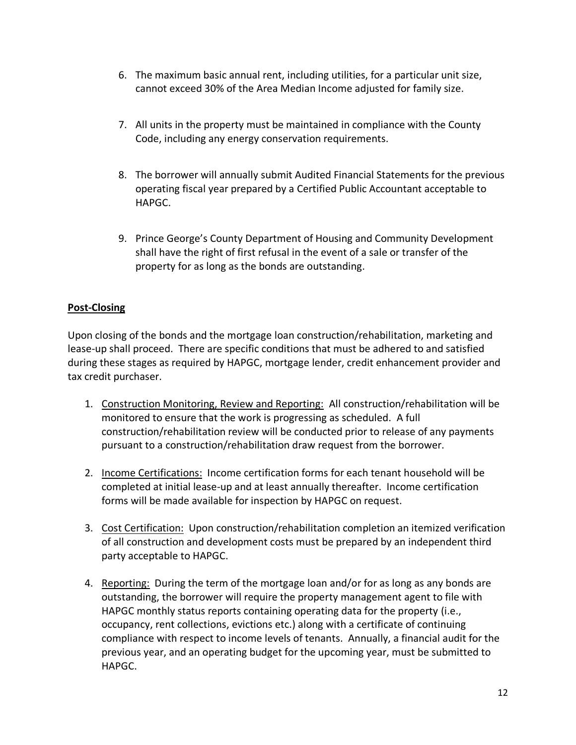6. The maximum basic annual rent, including utilities, for a particular unit size, cannot exceed 30% of the Area Median Income adjusted for family size.

7. All units in the property must be maintained in compliance with the County Code, including any energy conservation requirements.

8. The borrower will annually submit Audited Financial Statements for the previous operating fiscal year prepared by a Certified Public Accountant acceptable to HAPGC.

9. Prince George's County Department of Housing and Community Development shall have the right of first refusal in the event of a sale or transfer of the property for as long as the bonds are outstanding.

## Post-Closing

Upon closing of the bonds and the mortgage loan construction/rehabilitation, marketing and lease-up shall proceed. There are specific conditions that must be adhered to and satisfied during these stages as required by HAPGC, mortgage lender, credit enhancement provider and tax credit purchaser.

1. Construction Monitoring, Review and Reporting: All construction/rehabilitation will be monitored to ensure that the work is progressing as scheduled. A full construction/rehabilitation review will be conducted prior to release of any payments pursuant to a construction/rehabilitation draw request from the borrower.

2. Income Certifications: Income certification forms for each tenant household will be completed at initial lease-up and at least annually thereafter. Income certification forms will be made available for inspection by HAPGC on request.

3. Cost Certification: Upon construction/rehabilitation completion an itemized verification of all construction and development costs must be prepared by an independent third party acceptable to HAPGC.

4. Reporting: During the term of the mortgage loan and/or for as long as any bonds are outstanding, the borrower will require the property management agent to file with HAPGC monthly status reports containing operating data for the property (i.e., occupancy, rent collections, evictions etc.) along with a certificate of continuing compliance with respect to income levels of tenants. Annually, a financial audit for the previous year, and an operating budget for the upcoming year, must be submitted to HAPGC.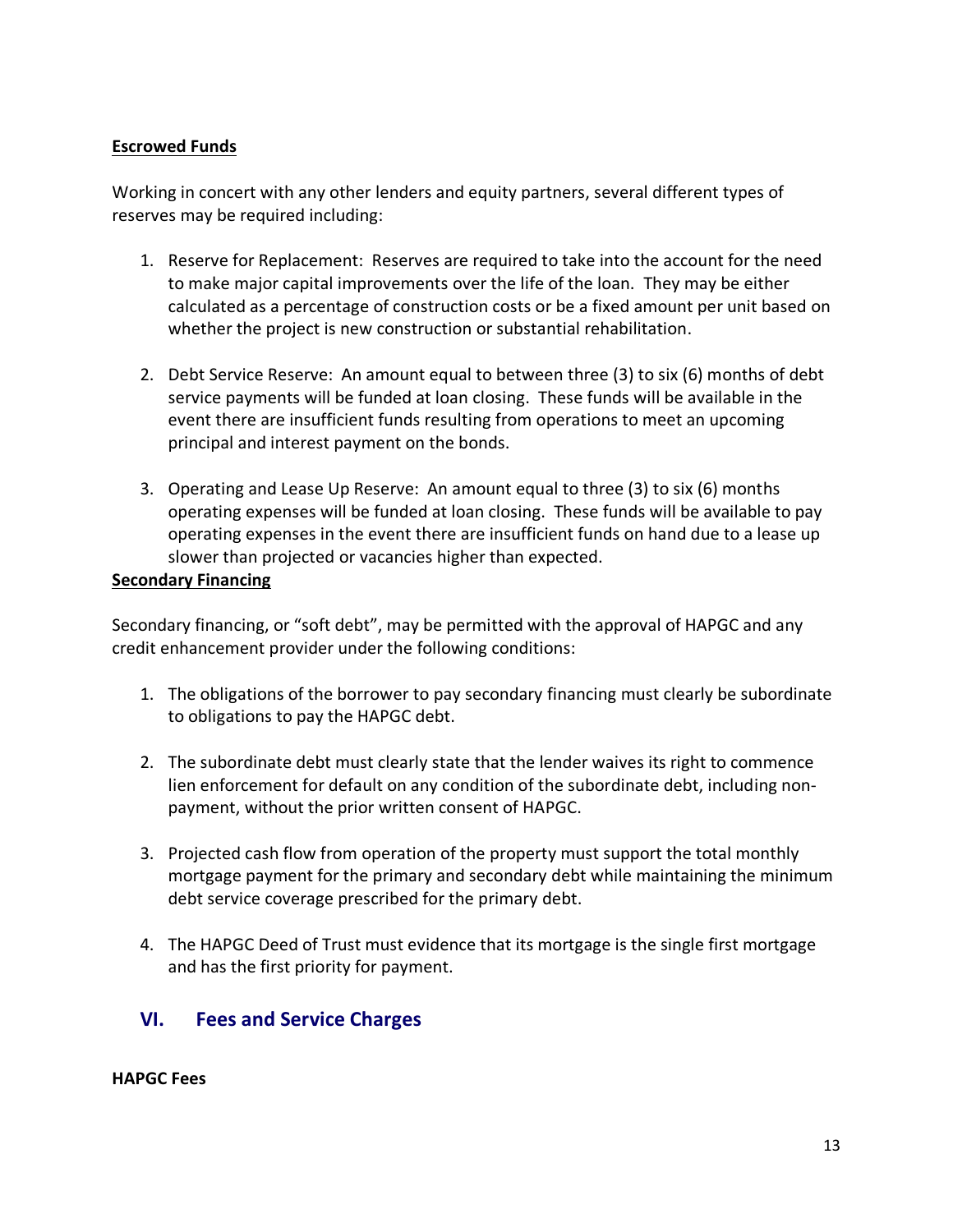**Escrowed Funds**

Working in concert with any other lenders and equity partners, several different types of reserves may be required including:

1. Reserve for Replacement: Reserves are required to take into the account for the need to make major capital improvements over the life of the loan. They may be either calculated as a percentage of construction costs or be a fixed amount per unit based on whether the project is new construction or substantial rehabilitation.

2. Debt Service Reserve: An amount equal to between three (3) to six (6) months of debt service payments will be funded at loan closing. These funds will be available in the event there are insufficient funds resulting from operations to meet an upcoming principal and interest payment on the bonds.

3. Operating and Lease Up Reserve: An amount equal to three (3) to six (6) months operating expenses will be funded at loan closing. These funds will be available to pay operating expenses in the event there are insufficient funds on hand due to a lease up slower than projected or vacancies higher than expected.

**Secondary Financing**

Secondary financing, or "soft debt", may be permitted with the approval of HAPGC and any credit enhancement provider under the following conditions:

1. The obligations of the borrower to pay secondary financing must clearly be subordinate to obligations to pay the HAPGC debt.

2. The subordinate debt must clearly state that the lender waives its right to commence lien enforcement for default on any condition of the subordinate debt, including non-payment, without the prior written consent of HAPGC.

3. Projected cash flow from operation of the property must support the total monthly mortgage payment for the primary and secondary debt while maintaining the minimum debt service coverage prescribed for the primary debt.

4. The HAPGC Deed of Trust must evidence that its mortgage is the single first mortgage and has the first priority for payment.

## VI. Fees and Service Charges

**HAPGC Fees**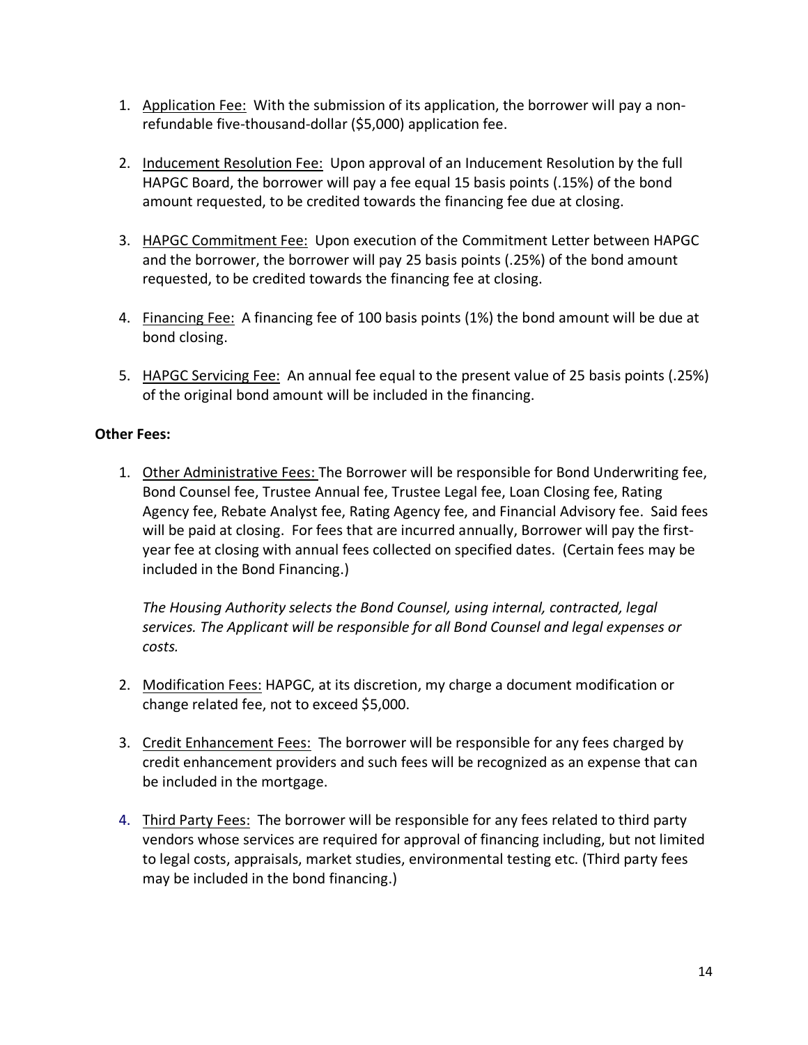1. Application Fee: With the submission of its application, the borrower will pay a non-refundable five-thousand-dollar ($5,000) application fee.

2. Inducement Resolution Fee: Upon approval of an Inducement Resolution by the full HAPGC Board, the borrower will pay a fee equal 15 basis points (.15%) of the bond amount requested, to be credited towards the financing fee due at closing.

3. HAPGC Commitment Fee: Upon execution of the Commitment Letter between HAPGC and the borrower, the borrower will pay 25 basis points (.25%) of the bond amount requested, to be credited towards the financing fee at closing.

4. Financing Fee: A financing fee of 100 basis points (1%) the bond amount will be due at bond closing.

5. HAPGC Servicing Fee: An annual fee equal to the present value of 25 basis points (.25%) of the original bond amount will be included in the financing.

**Other Fees:**

1. Other Administrative Fees: The Borrower will be responsible for Bond Underwriting fee, Bond Counsel fee, Trustee Annual fee, Trustee Legal fee, Loan Closing fee, Rating Agency fee, Rebate Analyst fee, Rating Agency fee, and Financial Advisory fee. Said fees will be paid at closing. For fees that are incurred annually, Borrower will pay the first-year fee at closing with annual fees collected on specified dates. (Certain fees may be included in the Bond Financing.)

   *The Housing Authority selects the Bond Counsel, using internal, contracted, legal services. The Applicant will be responsible for all Bond Counsel and legal expenses or costs.*

2. Modification Fees: HAPGC, at its discretion, my charge a document modification or change related fee, not to exceed $5,000.

3. Credit Enhancement Fees: The borrower will be responsible for any fees charged by credit enhancement providers and such fees will be recognized as an expense that can be included in the mortgage.

4. Third Party Fees: The borrower will be responsible for any fees related to third party vendors whose services are required for approval of financing including, but not limited to legal costs, appraisals, market studies, environmental testing etc. (Third party fees may be included in the bond financing.)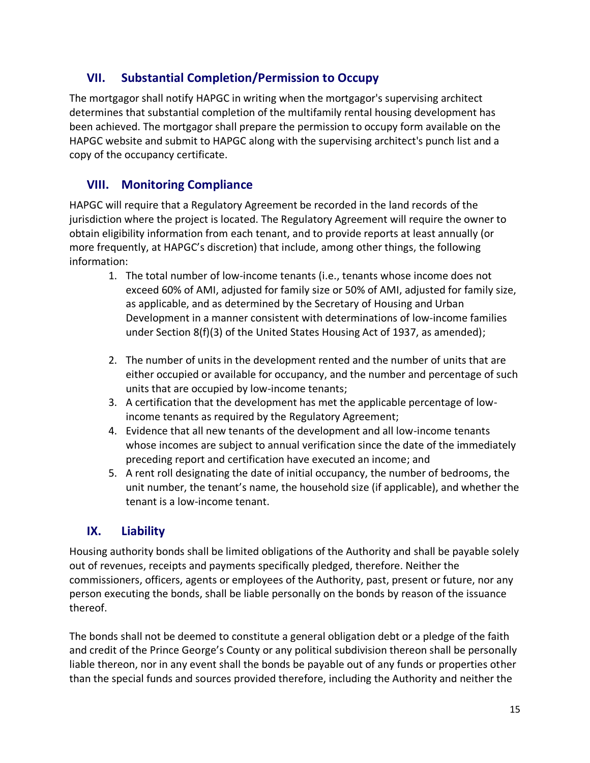## VII. Substantial Completion/Permission to Occupy

The mortgagor shall notify HAPGC in writing when the mortgagor's supervising architect determines that substantial completion of the multifamily rental housing development has been achieved. The mortgagor shall prepare the permission to occupy form available on the HAPGC website and submit to HAPGC along with the supervising architect's punch list and a copy of the occupancy certificate.

## VIII. Monitoring Compliance

HAPGC will require that a Regulatory Agreement be recorded in the land records of the jurisdiction where the project is located. The Regulatory Agreement will require the owner to obtain eligibility information from each tenant, and to provide reports at least annually (or more frequently, at HAPGC's discretion) that include, among other things, the following information:

1. The total number of low-income tenants (i.e., tenants whose income does not exceed 60% of AMI, adjusted for family size or 50% of AMI, adjusted for family size, as applicable, and as determined by the Secretary of Housing and Urban Development in a manner consistent with determinations of low-income families under Section 8(f)(3) of the United States Housing Act of 1937, as amended);

2. The number of units in the development rented and the number of units that are either occupied or available for occupancy, and the number and percentage of such units that are occupied by low-income tenants;
3. A certification that the development has met the applicable percentage of low-income tenants as required by the Regulatory Agreement;
4. Evidence that all new tenants of the development and all low-income tenants whose incomes are subject to annual verification since the date of the immediately preceding report and certification have executed an income; and
5. A rent roll designating the date of initial occupancy, the number of bedrooms, the unit number, the tenant's name, the household size (if applicable), and whether the tenant is a low-income tenant.

## IX. Liability

Housing authority bonds shall be limited obligations of the Authority and shall be payable solely out of revenues, receipts and payments specifically pledged, therefore. Neither the commissioners, officers, agents or employees of the Authority, past, present or future, nor any person executing the bonds, shall be liable personally on the bonds by reason of the issuance thereof.

The bonds shall not be deemed to constitute a general obligation debt or a pledge of the faith and credit of the Prince George's County or any political subdivision thereon shall be personally liable thereon, nor in any event shall the bonds be payable out of any funds or properties other than the special funds and sources provided therefore, including the Authority and neither the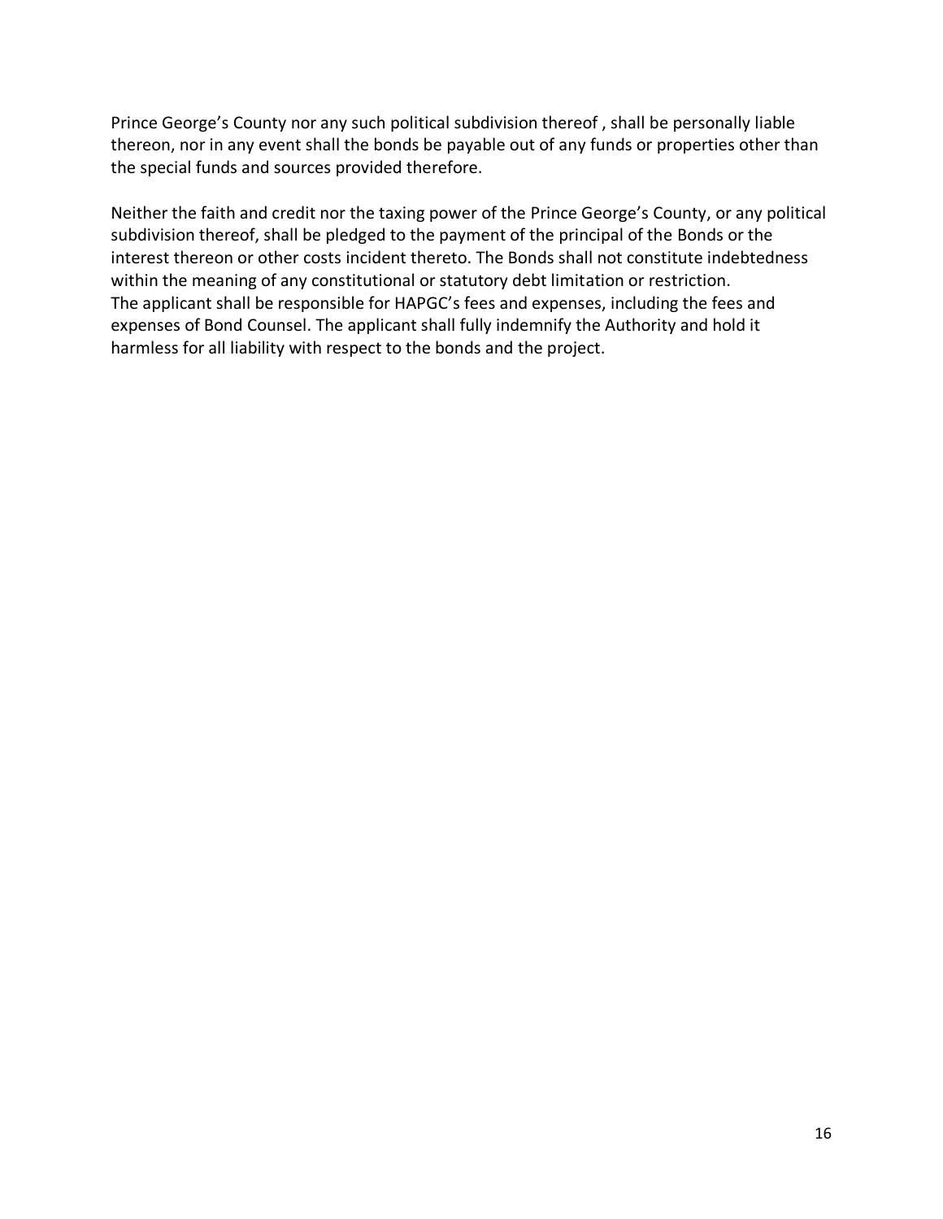Prince George's County nor any such political subdivision thereof , shall be personally liable thereon, nor in any event shall the bonds be payable out of any funds or properties other than the special funds and sources provided therefore.

Neither the faith and credit nor the taxing power of the Prince George's County, or any political subdivision thereof, shall be pledged to the payment of the principal of the Bonds or the interest thereon or other costs incident thereto. The Bonds shall not constitute indebtedness within the meaning of any constitutional or statutory debt limitation or restriction.
The applicant shall be responsible for HAPGC's fees and expenses, including the fees and expenses of Bond Counsel. The applicant shall fully indemnify the Authority and hold it harmless for all liability with respect to the bonds and the project.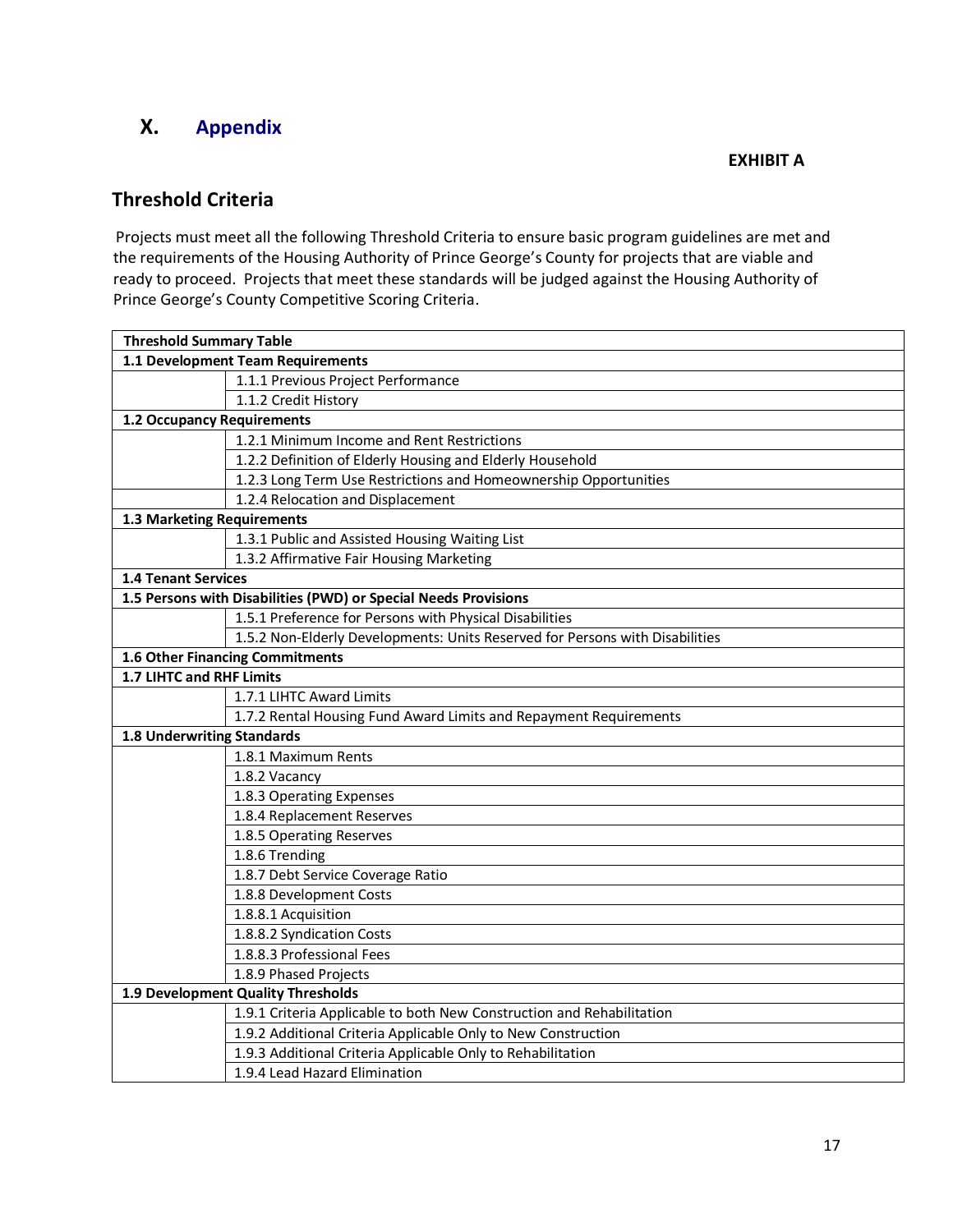# X. Appendix

**EXHIBIT A**

## Threshold Criteria

Projects must meet all the following Threshold Criteria to ensure basic program guidelines are met and the requirements of the Housing Authority of Prince George's County for projects that are viable and ready to proceed. Projects that meet these standards will be judged against the Housing Authority of Prince George's County Competitive Scoring Criteria.

| **Threshold Summary Table** | |
|---|---|
| **1.1 Development Team Requirements** | |
| | 1.1.1 Previous Project Performance |
| | 1.1.2 Credit History |
| **1.2 Occupancy Requirements** | |
| | 1.2.1 Minimum Income and Rent Restrictions |
| | 1.2.2 Definition of Elderly Housing and Elderly Household |
| | 1.2.3 Long Term Use Restrictions and Homeownership Opportunities |
| | 1.2.4 Relocation and Displacement |
| **1.3 Marketing Requirements** | |
| | 1.3.1 Public and Assisted Housing Waiting List |
| | 1.3.2 Affirmative Fair Housing Marketing |
| **1.4 Tenant Services** | |
| **1.5 Persons with Disabilities (PWD) or Special Needs Provisions** | |
| | 1.5.1 Preference for Persons with Physical Disabilities |
| | 1.5.2 Non-Elderly Developments: Units Reserved for Persons with Disabilities |
| **1.6 Other Financing Commitments** | |
| **1.7 LIHTC and RHF Limits** | |
| | 1.7.1 LIHTC Award Limits |
| | 1.7.2 Rental Housing Fund Award Limits and Repayment Requirements |
| **1.8 Underwriting Standards** | |
| | 1.8.1 Maximum Rents |
| | 1.8.2 Vacancy |
| | 1.8.3 Operating Expenses |
| | 1.8.4 Replacement Reserves |
| | 1.8.5 Operating Reserves |
| | 1.8.6 Trending |
| | 1.8.7 Debt Service Coverage Ratio |
| | 1.8.8 Development Costs |
| | 1.8.8.1 Acquisition |
| | 1.8.8.2 Syndication Costs |
| | 1.8.8.3 Professional Fees |
| | 1.8.9 Phased Projects |
| **1.9 Development Quality Thresholds** | |
| | 1.9.1 Criteria Applicable to both New Construction and Rehabilitation |
| | 1.9.2 Additional Criteria Applicable Only to New Construction |
| | 1.9.3 Additional Criteria Applicable Only to Rehabilitation |
| | 1.9.4 Lead Hazard Elimination |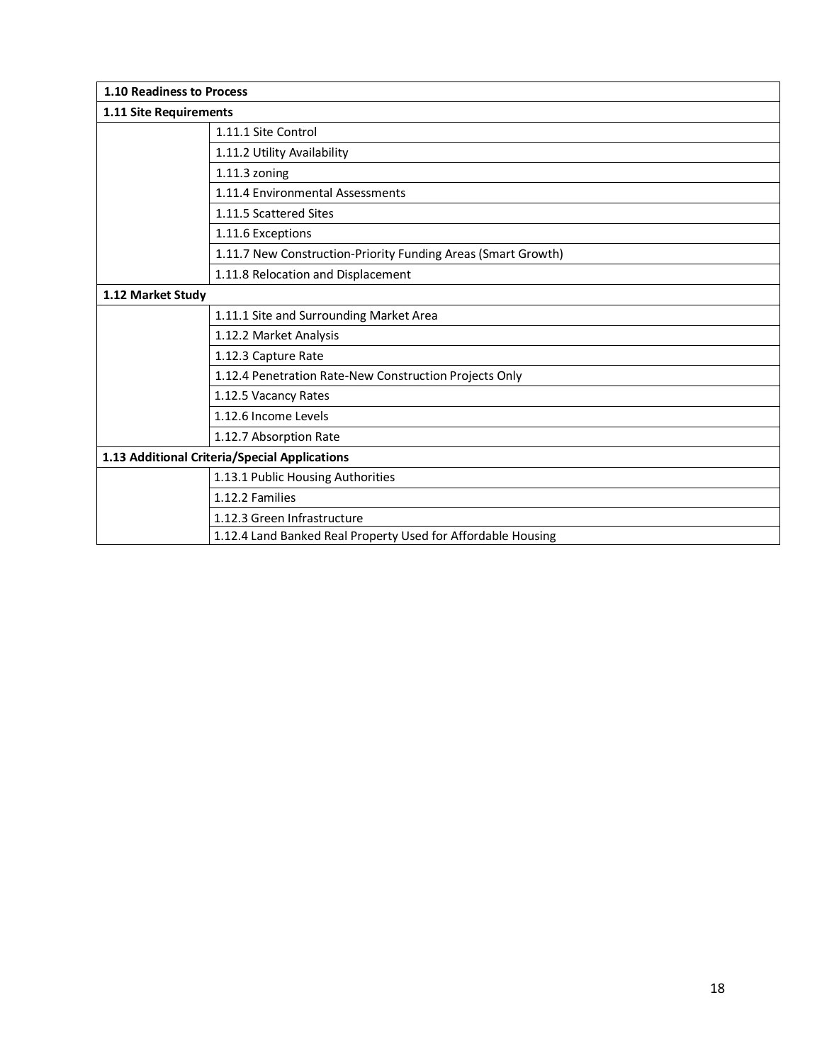| 1.10 Readiness to Process | |
|---|---|
| **1.11 Site Requirements** | |
| | 1.11.1 Site Control |
| | 1.11.2 Utility Availability |
| | 1.11.3 zoning |
| | 1.11.4 Environmental Assessments |
| | 1.11.5 Scattered Sites |
| | 1.11.6 Exceptions |
| | 1.11.7 New Construction-Priority Funding Areas (Smart Growth) |
| | 1.11.8 Relocation and Displacement |
| **1.12 Market Study** | |
| | 1.11.1 Site and Surrounding Market Area |
| | 1.12.2 Market Analysis |
| | 1.12.3 Capture Rate |
| | 1.12.4 Penetration Rate-New Construction Projects Only |
| | 1.12.5 Vacancy Rates |
| | 1.12.6 Income Levels |
| | 1.12.7 Absorption Rate |
| **1.13 Additional Criteria/Special Applications** | |
| | 1.13.1 Public Housing Authorities |
| | 1.12.2 Families |
| | 1.12.3 Green Infrastructure |
| | 1.12.4 Land Banked Real Property Used for Affordable Housing |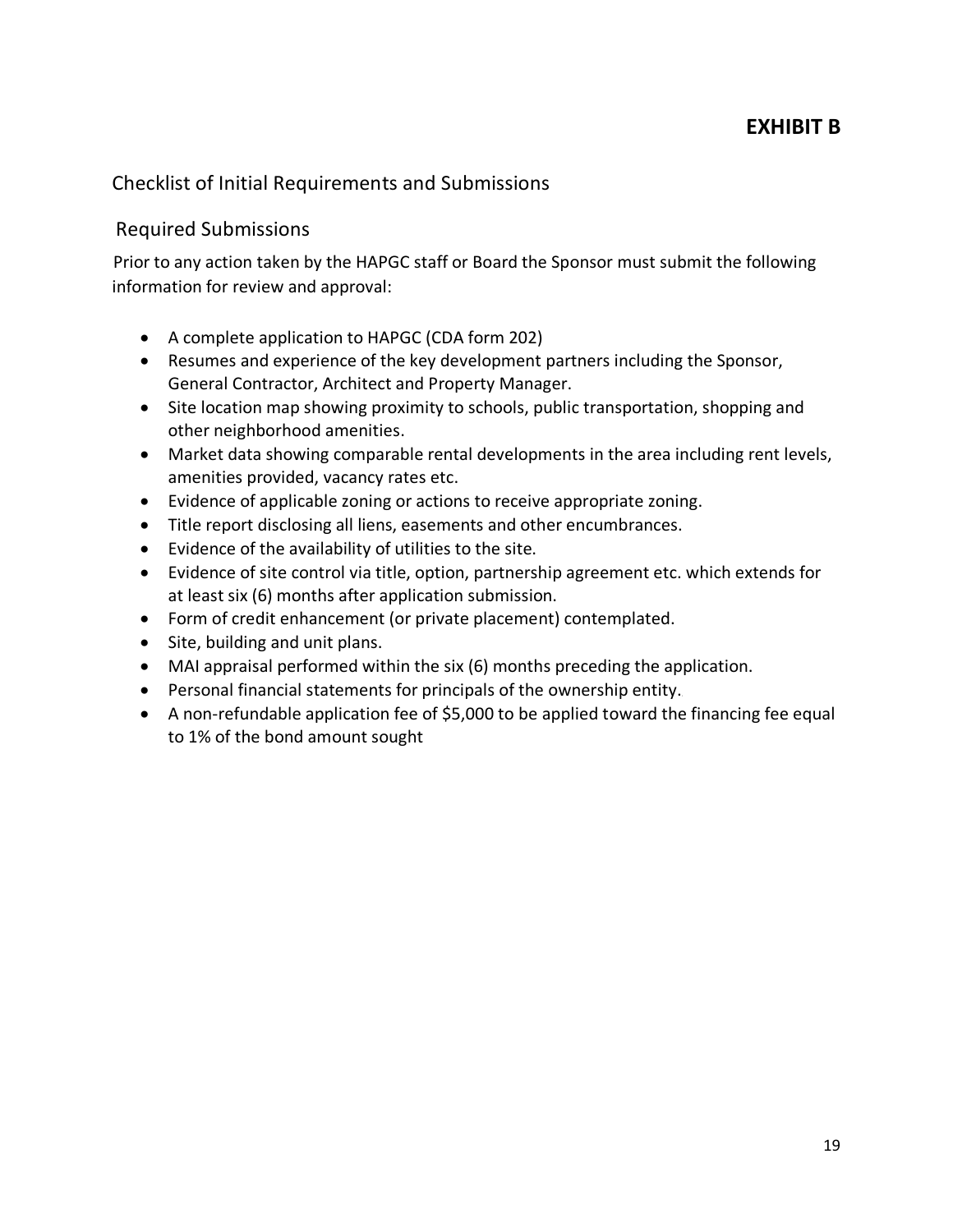# EXHIBIT B

## Checklist of Initial Requirements and Submissions

### Required Submissions

Prior to any action taken by the HAPGC staff or Board the Sponsor must submit the following information for review and approval:

- A complete application to HAPGC (CDA form 202)
- Resumes and experience of the key development partners including the Sponsor, General Contractor, Architect and Property Manager.
- Site location map showing proximity to schools, public transportation, shopping and other neighborhood amenities.
- Market data showing comparable rental developments in the area including rent levels, amenities provided, vacancy rates etc.
- Evidence of applicable zoning or actions to receive appropriate zoning.
- Title report disclosing all liens, easements and other encumbrances.
- Evidence of the availability of utilities to the site.
- Evidence of site control via title, option, partnership agreement etc. which extends for at least six (6) months after application submission.
- Form of credit enhancement (or private placement) contemplated.
- Site, building and unit plans.
- MAI appraisal performed within the six (6) months preceding the application.
- Personal financial statements for principals of the ownership entity.
- A non-refundable application fee of $5,000 to be applied toward the financing fee equal to 1% of the bond amount sought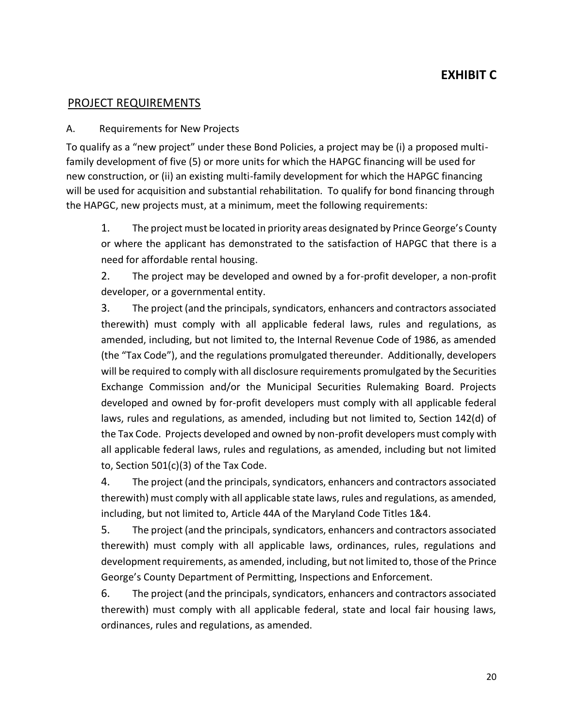# EXHIBIT C

## PROJECT REQUIREMENTS

A. Requirements for New Projects

To qualify as a "new project" under these Bond Policies, a project may be (i) a proposed multi-family development of five (5) or more units for which the HAPGC financing will be used for new construction, or (ii) an existing multi-family development for which the HAPGC financing will be used for acquisition and substantial rehabilitation. To qualify for bond financing through the HAPGC, new projects must, at a minimum, meet the following requirements:

1. The project must be located in priority areas designated by Prince George's County or where the applicant has demonstrated to the satisfaction of HAPGC that there is a need for affordable rental housing.

2. The project may be developed and owned by a for-profit developer, a non-profit developer, or a governmental entity.

3. The project (and the principals, syndicators, enhancers and contractors associated therewith) must comply with all applicable federal laws, rules and regulations, as amended, including, but not limited to, the Internal Revenue Code of 1986, as amended (the "Tax Code"), and the regulations promulgated thereunder. Additionally, developers will be required to comply with all disclosure requirements promulgated by the Securities Exchange Commission and/or the Municipal Securities Rulemaking Board. Projects developed and owned by for-profit developers must comply with all applicable federal laws, rules and regulations, as amended, including but not limited to, Section 142(d) of the Tax Code. Projects developed and owned by non-profit developers must comply with all applicable federal laws, rules and regulations, as amended, including but not limited to, Section 501(c)(3) of the Tax Code.

4. The project (and the principals, syndicators, enhancers and contractors associated therewith) must comply with all applicable state laws, rules and regulations, as amended, including, but not limited to, Article 44A of the Maryland Code Titles 1&4.

5. The project (and the principals, syndicators, enhancers and contractors associated therewith) must comply with all applicable laws, ordinances, rules, regulations and development requirements, as amended, including, but not limited to, those of the Prince George's County Department of Permitting, Inspections and Enforcement.

6. The project (and the principals, syndicators, enhancers and contractors associated therewith) must comply with all applicable federal, state and local fair housing laws, ordinances, rules and regulations, as amended.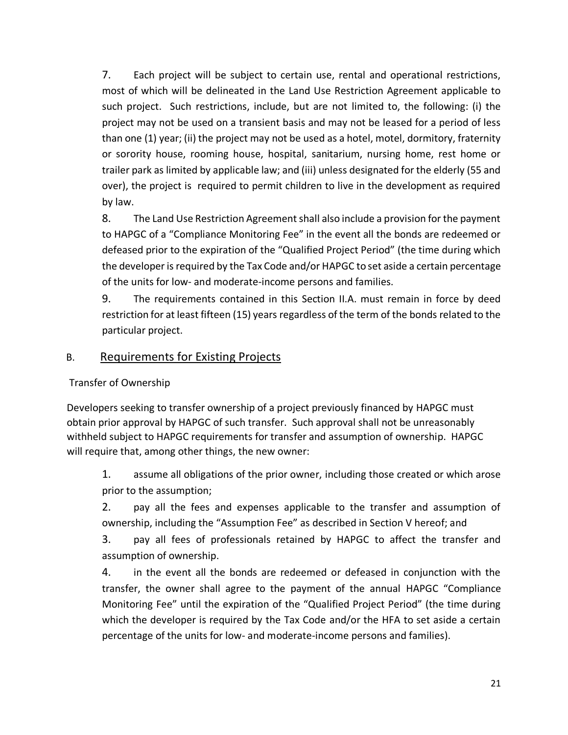7. Each project will be subject to certain use, rental and operational restrictions, most of which will be delineated in the Land Use Restriction Agreement applicable to such project. Such restrictions, include, but are not limited to, the following: (i) the project may not be used on a transient basis and may not be leased for a period of less than one (1) year; (ii) the project may not be used as a hotel, motel, dormitory, fraternity or sorority house, rooming house, hospital, sanitarium, nursing home, rest home or trailer park as limited by applicable law; and (iii) unless designated for the elderly (55 and over), the project is required to permit children to live in the development as required by law.

8. The Land Use Restriction Agreement shall also include a provision for the payment to HAPGC of a "Compliance Monitoring Fee" in the event all the bonds are redeemed or defeased prior to the expiration of the "Qualified Project Period" (the time during which the developer is required by the Tax Code and/or HAPGC to set aside a certain percentage of the units for low- and moderate-income persons and families.

9. The requirements contained in this Section II.A. must remain in force by deed restriction for at least fifteen (15) years regardless of the term of the bonds related to the particular project.

## B. Requirements for Existing Projects

Transfer of Ownership

Developers seeking to transfer ownership of a project previously financed by HAPGC must obtain prior approval by HAPGC of such transfer. Such approval shall not be unreasonably withheld subject to HAPGC requirements for transfer and assumption of ownership. HAPGC will require that, among other things, the new owner:

1. assume all obligations of the prior owner, including those created or which arose prior to the assumption;

2. pay all the fees and expenses applicable to the transfer and assumption of ownership, including the "Assumption Fee" as described in Section V hereof; and

3. pay all fees of professionals retained by HAPGC to affect the transfer and assumption of ownership.

4. in the event all the bonds are redeemed or defeased in conjunction with the transfer, the owner shall agree to the payment of the annual HAPGC "Compliance Monitoring Fee" until the expiration of the "Qualified Project Period" (the time during which the developer is required by the Tax Code and/or the HFA to set aside a certain percentage of the units for low- and moderate-income persons and families).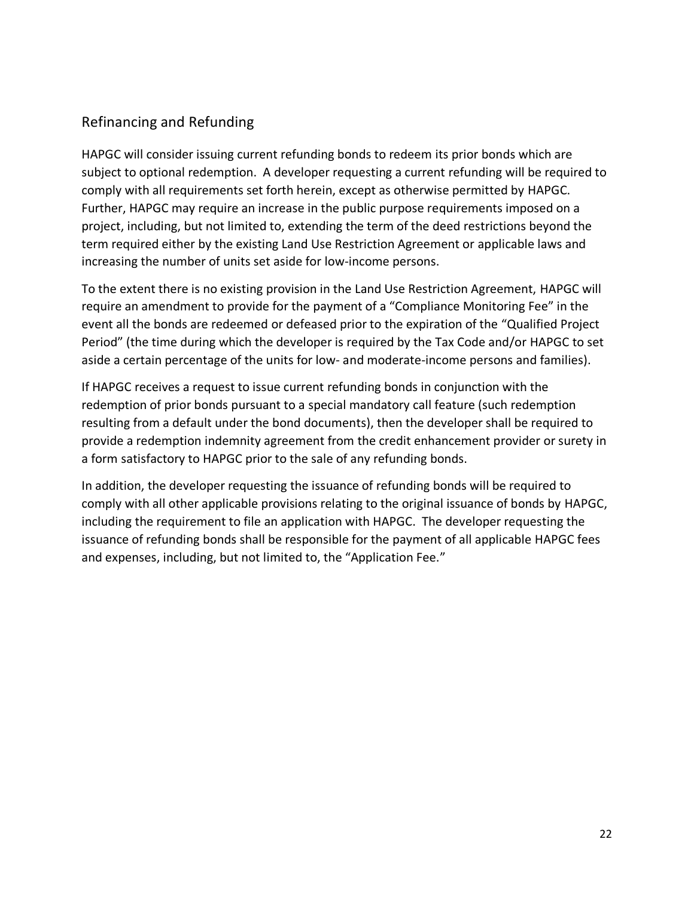## Refinancing and Refunding

HAPGC will consider issuing current refunding bonds to redeem its prior bonds which are subject to optional redemption. A developer requesting a current refunding will be required to comply with all requirements set forth herein, except as otherwise permitted by HAPGC. Further, HAPGC may require an increase in the public purpose requirements imposed on a project, including, but not limited to, extending the term of the deed restrictions beyond the term required either by the existing Land Use Restriction Agreement or applicable laws and increasing the number of units set aside for low-income persons.

To the extent there is no existing provision in the Land Use Restriction Agreement, HAPGC will require an amendment to provide for the payment of a "Compliance Monitoring Fee" in the event all the bonds are redeemed or defeased prior to the expiration of the "Qualified Project Period" (the time during which the developer is required by the Tax Code and/or HAPGC to set aside a certain percentage of the units for low- and moderate-income persons and families).

If HAPGC receives a request to issue current refunding bonds in conjunction with the redemption of prior bonds pursuant to a special mandatory call feature (such redemption resulting from a default under the bond documents), then the developer shall be required to provide a redemption indemnity agreement from the credit enhancement provider or surety in a form satisfactory to HAPGC prior to the sale of any refunding bonds.

In addition, the developer requesting the issuance of refunding bonds will be required to comply with all other applicable provisions relating to the original issuance of bonds by HAPGC, including the requirement to file an application with HAPGC. The developer requesting the issuance of refunding bonds shall be responsible for the payment of all applicable HAPGC fees and expenses, including, but not limited to, the "Application Fee."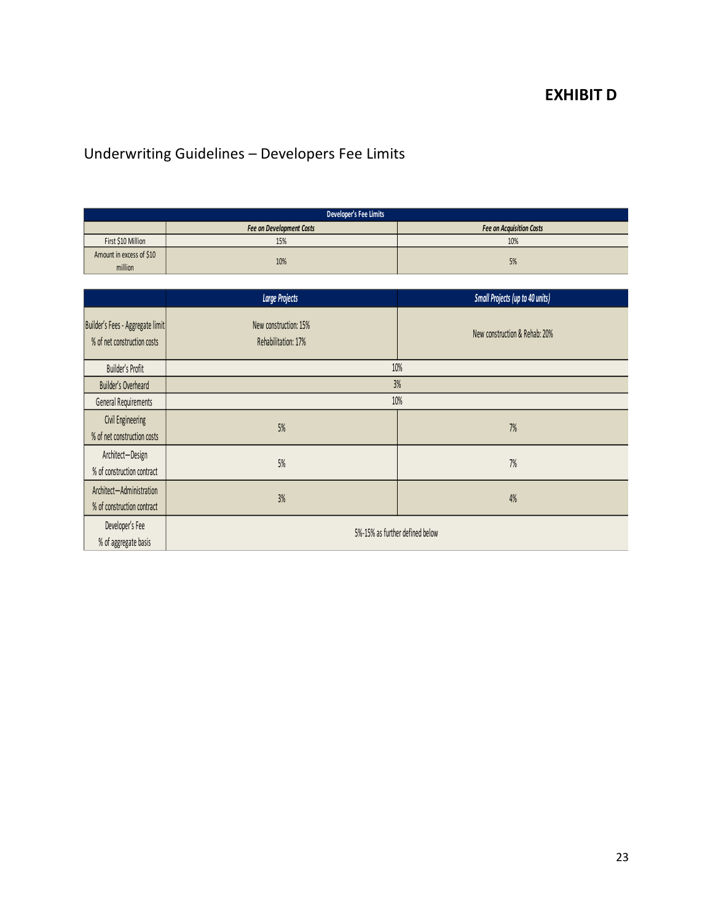# EXHIBIT D

## Underwriting Guidelines – Developers Fee Limits

| Developer's Fee Limits | | |
|---|---|---|
| | *Fee on Development Costs* | *Fee on Acquisition Costs* |
| First $10 Million | 15% | 10% |
| Amount in excess of $10 million | 10% | 5% |

| | *Large Projects* | *Small Projects (up to 40 units)* |
|---|---|---|
| Builder's Fees - Aggregate limit % of net construction costs | New construction: 15% Rehabilitation: 17% | New construction & Rehab: 20% |
| Builder's Profit | 10% | |
| Builder's Overheard | 3% | |
| General Requirements | 10% | |
| Civil Engineering % of net construction costs | 5% | 7% |
| Architect—Design % of construction contract | 5% | 7% |
| Architect—Administration % of construction contract | 3% | 4% |
| Developer's Fee % of aggregate basis | 5%-15% as further defined below | |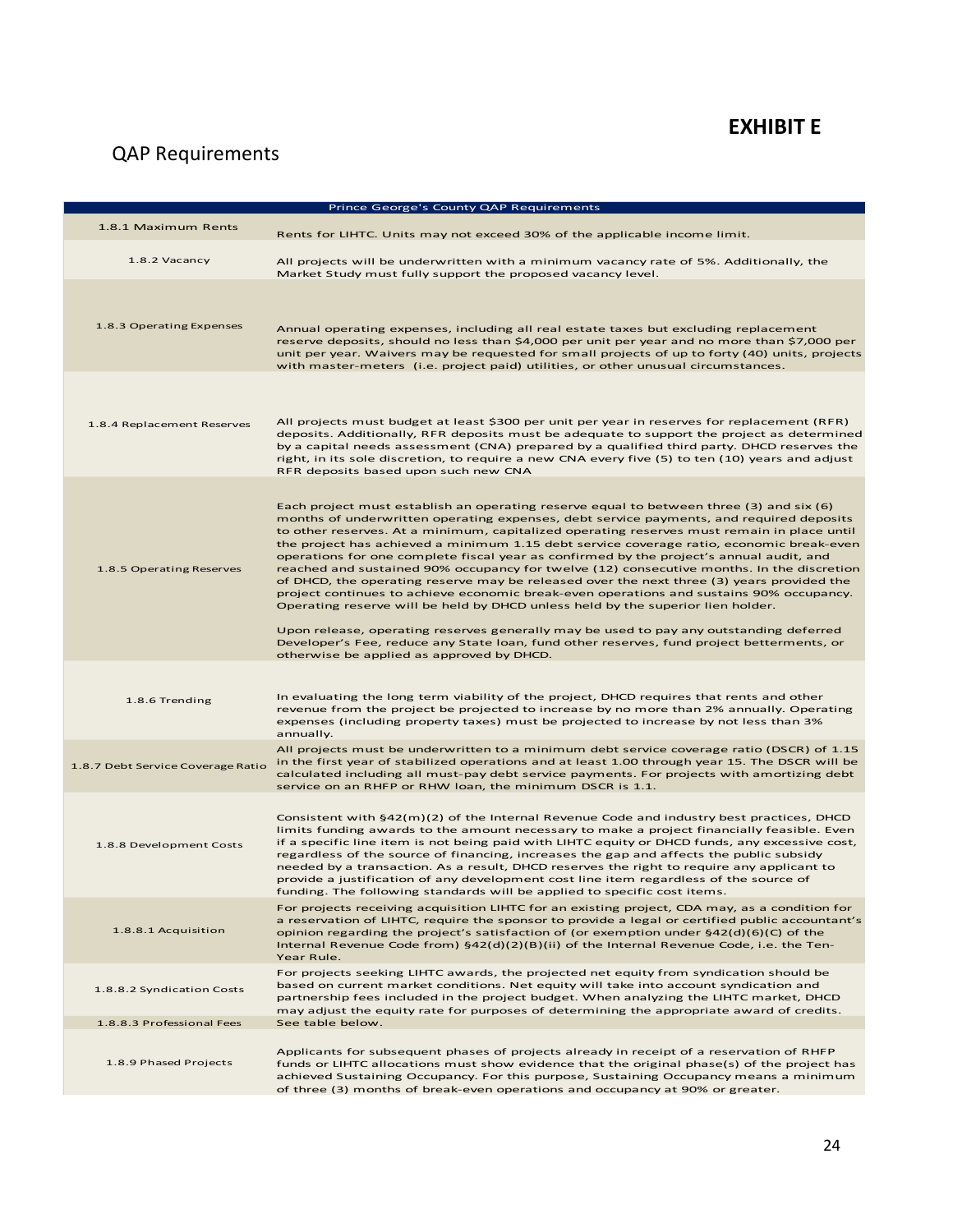# EXHIBIT E

## QAP Requirements

| Prince George's County QAP Requirements | |
|---|---|
| 1.8.1 Maximum Rents | Rents for LIHTC. Units may not exceed 30% of the applicable income limit. |
| 1.8.2 Vacancy | All projects will be underwritten with a minimum vacancy rate of 5%. Additionally, the Market Study must fully support the proposed vacancy level. |
| 1.8.3 Operating Expenses | Annual operating expenses, including all real estate taxes but excluding replacement reserve deposits, should no less than $4,000 per unit per year and no more than $7,000 per unit per year. Waivers may be requested for small projects of up to forty (40) units, projects with master-meters (i.e. project paid) utilities, or other unusual circumstances. |
| 1.8.4 Replacement Reserves | All projects must budget at least $300 per unit per year in reserves for replacement (RFR) deposits. Additionally, RFR deposits must be adequate to support the project as determined by a capital needs assessment (CNA) prepared by a qualified third party. DHCD reserves the right, in its sole discretion, to require a new CNA every five (5) to ten (10) years and adjust RFR deposits based upon such new CNA |
| 1.8.5 Operating Reserves | Each project must establish an operating reserve equal to between three (3) and six (6) months of underwritten operating expenses, debt service payments, and required deposits to other reserves. At a minimum, capitalized operating reserves must remain in place until the project has achieved a minimum 1.15 debt service coverage ratio, economic break-even operations for one complete fiscal year as confirmed by the project's annual audit, and reached and sustained 90% occupancy for twelve (12) consecutive months. In the discretion of DHCD, the operating reserve may be released over the next three (3) years provided the project continues to achieve economic break-even operations and sustains 90% occupancy. Operating reserve will be held by DHCD unless held by the superior lien holder.<br><br>Upon release, operating reserves generally may be used to pay any outstanding deferred Developer's Fee, reduce any State loan, fund other reserves, fund project betterments, or otherwise be applied as approved by DHCD. |
| 1.8.6 Trending | In evaluating the long term viability of the project, DHCD requires that rents and other revenue from the project be projected to increase by no more than 2% annually. Operating expenses (including property taxes) must be projected to increase by not less than 3% annually. |
| 1.8.7 Debt Service Coverage Ratio | All projects must be underwritten to a minimum debt service coverage ratio (DSCR) of 1.15 in the first year of stabilized operations and at least 1.00 through year 15. The DSCR will be calculated including all must-pay debt service payments. For projects with amortizing debt service on an RHFP or RHW loan, the minimum DSCR is 1.1. |
| 1.8.8 Development Costs | Consistent with §42(m)(2) of the Internal Revenue Code and industry best practices, DHCD limits funding awards to the amount necessary to make a project financially feasible. Even if a specific line item is not being paid with LIHTC equity or DHCD funds, any excessive cost, regardless of the source of financing, increases the gap and affects the public subsidy needed by a transaction. As a result, DHCD reserves the right to require any applicant to provide a justification of any development cost line item regardless of the source of funding. The following standards will be applied to specific cost items. |
| 1.8.8.1 Acquisition | For projects receiving acquisition LIHTC for an existing project, CDA may, as a condition for a reservation of LIHTC, require the sponsor to provide a legal or certified public accountant's opinion regarding the project's satisfaction of (or exemption under §42(d)(6)(C) of the Internal Revenue Code from) §42(d)(2)(B)(ii) of the Internal Revenue Code, i.e. the Ten-Year Rule. |
| 1.8.8.2 Syndication Costs | For projects seeking LIHTC awards, the projected net equity from syndication should be based on current market conditions. Net equity will take into account syndication and partnership fees included in the project budget. When analyzing the LIHTC market, DHCD may adjust the equity rate for purposes of determining the appropriate award of credits. |
| 1.8.8.3 Professional Fees | See table below. |
| 1.8.9 Phased Projects | Applicants for subsequent phases of projects already in receipt of a reservation of RHFP funds or LIHTC allocations must show evidence that the original phase(s) of the project has achieved Sustaining Occupancy. For this purpose, Sustaining Occupancy means a minimum of three (3) months of break-even operations and occupancy at 90% or greater. |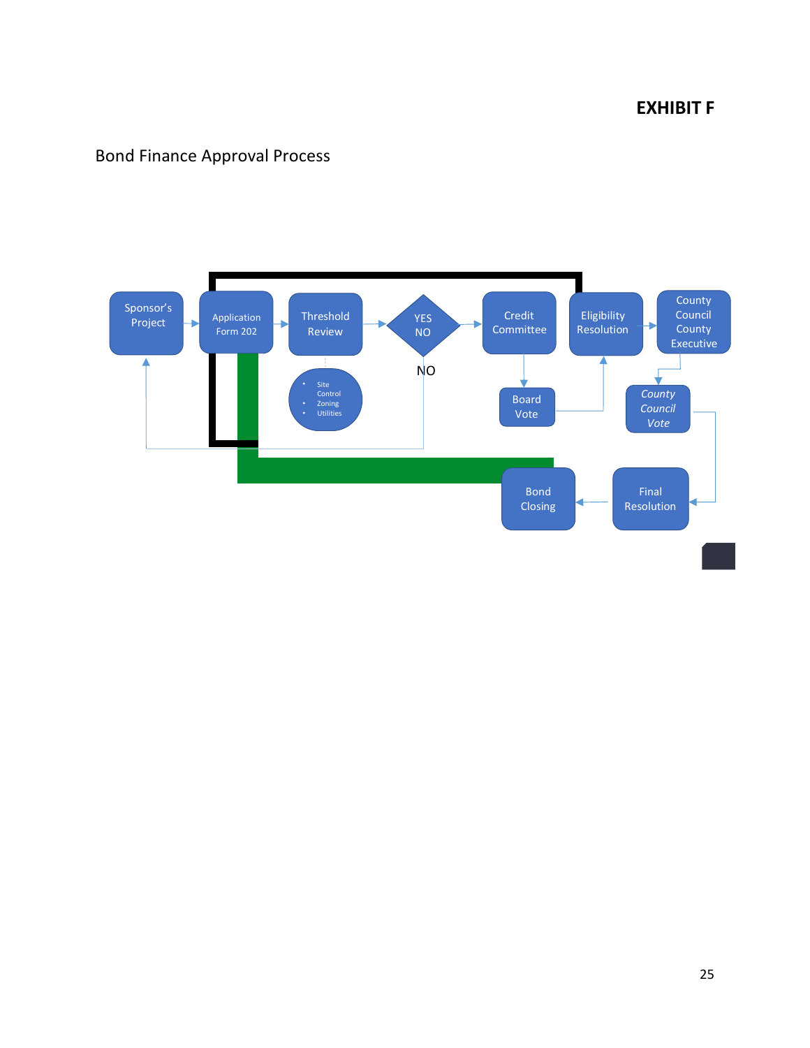**EXHIBIT F**

Bond Finance Approval Process

Sponsor's Project

Application Form 202

Threshold Review

- Site Control
- Zoning
- Utilities

YES
NO

NO

Credit Committee

Board Vote

Eligibility Resolution

County Council County Executive

*County Council Vote*

Final Resolution

Bond Closing